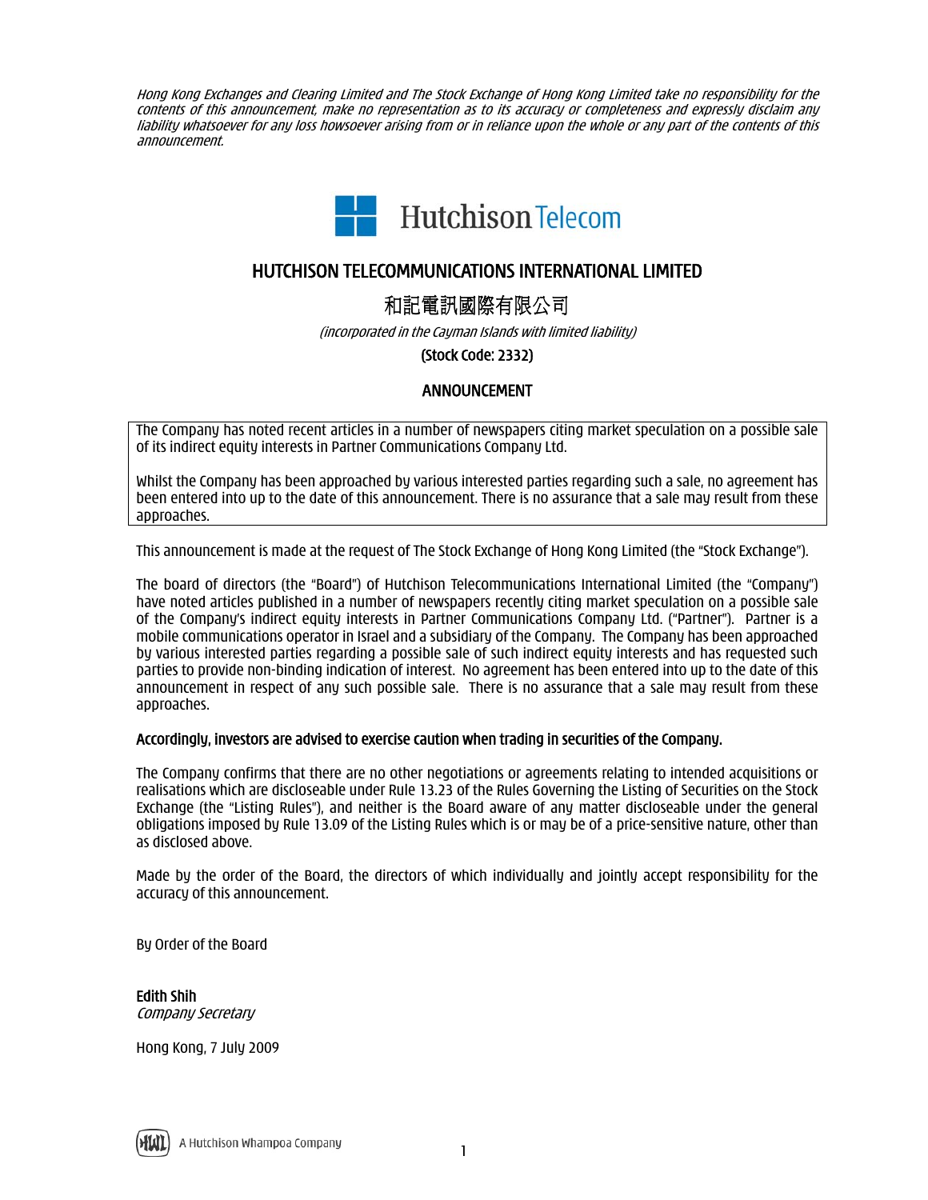*Hong Kong Exchanges and Clearing Limited and The Stock Exchange of Hong Kong Limited take no responsibility for the contents of this announcement, make no representation as to its accuracy or completeness and expressly disclaim any liability whatsoever for any loss howsoever arising from or in reliance upon the whole or any part of the contents of this announcement.*

Hutchison Telecom

# HUTCHISON TELECOMMUNICATIONS INTERNATIONAL LIMITED

# 和記電訊國際有限公司

*(incorporated in the Cayman Islands with limited liability)*

**(Stock Code: 2332)**

## ANNOUNCEMENT

The Company has noted recent articles in a number of newspapers citing market speculation on a possible sale of its indirect equity interests in Partner Communications Company Ltd.

Whilst the Company has been approached by various interested parties regarding such a sale, no agreement has been entered into up to the date of this announcement. There is no assurance that a sale may result from these approaches.

This announcement is made at the request of The Stock Exchange of Hong Kong Limited (the "Stock Exchange").

The board of directors (the "Board") of Hutchison Telecommunications International Limited (the "Company") have noted articles published in a number of newspapers recently citing market speculation on a possible sale of the Company's indirect equity interests in Partner Communications Company Ltd. ("Partner"). Partner is a mobile communications operator in Israel and a subsidiary of the Company. The Company has been approached by various interested parties regarding a possible sale of such indirect equity interests and has requested such parties to provide non-binding indication of interest. No agreement has been entered into up to the date of this announcement in respect of any such possible sale. There is no assurance that a sale may result from these approaches.

**Accordingly, investors are advised to exercise caution when trading in securities of the Company.**

The Company confirms that there are no other negotiations or agreements relating to intended acquisitions or realisations which are discloseable under Rule 13.23 of the Rules Governing the Listing of Securities on the Stock Exchange (the "Listing Rules"), and neither is the Board aware of any matter discloseable under the general obligations imposed by Rule 13.09 of the Listing Rules which is or may be of a price-sensitive nature, other than as disclosed above.

Made by the order of the Board, the directors of which individually and jointly accept responsibility for the accuracy of this announcement.

By Order of the Board

**Edith Shih**
*Company Secretary*

Hong Kong, 7 July 2009

A Hutchison Whampoa Company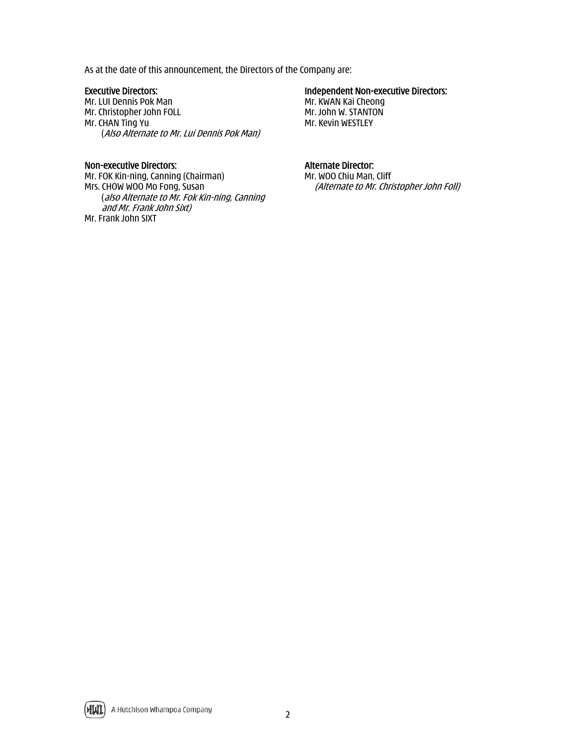As at the date of this announcement, the Directors of the Company are:

**Executive Directors:**
Mr. LUI Dennis Pok Man
Mr. Christopher John FOLL
Mr. CHAN Ting Yu
(*Also Alternate to Mr. Lui Dennis Pok Man)*

**Non-executive Directors:**
Mr. FOK Kin-ning, Canning (Chairman)
Mrs. CHOW WOO Mo Fong, Susan
(*also Alternate to Mr. Fok Kin-ning, Canning and Mr. Frank John Sixt)*
Mr. Frank John SIXT

**Independent Non-executive Directors:**
Mr. KWAN Kai Cheong
Mr. John W. STANTON
Mr. Kevin WESTLEY

**Alternate Director:**
Mr. WOO Chiu Man, Cliff
*(Alternate to Mr. Christopher John Foll)*